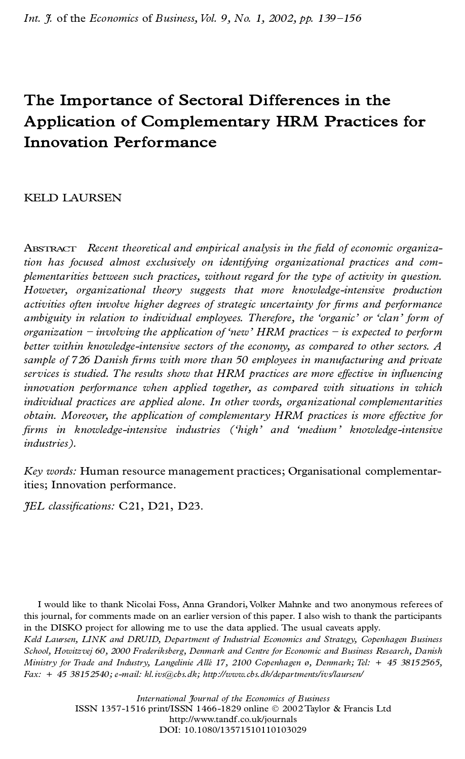# The Importance of Sectoral Differences in the Application of Complementary HRM Practices for Innovation Performance

KELD LAURSEN

ABSTRACT *Recent theoretical and empirical analysis in the field of economic organization has focused almost exclusively on identifying organizational practices and complementarities between such practices, without regard for the type of activity in question. However, organizational theory suggests that more knowledge-intensive production activities often involve higher degrees of strategic uncertainty for firms and performance ambiguity in relation to individual employees. Therefore, the 'organic' or 'clan' form of organization – involving the application of 'new' HRM practices – is expected to perform better within knowledge-intensive sectors of the economy, as compared to other sectors. A sample of 726 Danish firms with more than 50 employees in manufacturing and private services is studied. The results show that HRM practices are more effective in influencing innovation performance when applied together, as compared with situations in which individual practices are applied alone. In other words, organizational complementarities obtain. Moreover, the application of complementary HRM practices is more effective for firms in knowledge-intensive industries ('high' and 'medium' knowledge-intensive industries).*

*Key words:* Human resource management practices; Organisational complementarities; Innovation performance.

*JEL classifications:* C21, D21, D23.

I would like to thank Nicolai Foss, Anna Grandori, Volker Mahnke and two anonymous referees of this journal, for comments made on an earlier version of this paper. I also wish to thank the participants in the DISKO project for allowing me to use the data applied. The usual caveats apply.

*Keld Laursen, LINK and DRUID, Department of Industrial Economics and Strategy, Copenhagen Business School, Howitzvej 60, 2000 Frederiksberg, Denmark and Centre for Economic and Business Research, Danish Ministry for Trade and Industry, Langelinie Allé 17, 2100 Copenhagen ø, Denmark; Tel: + 45 38152565, Fax: + 45 38152540; e-mail: kl.ivs@cbs.dk; http://www.cbs.dk/departments/ivs/laursen/*

*International Journal of the Economics of Business*
ISSN 1357-1516 print/ISSN 1466-1829 online © 2002 Taylor & Francis Ltd
http://www.tandf.co.uk/journals
DOI: 10.1080/13571510110103029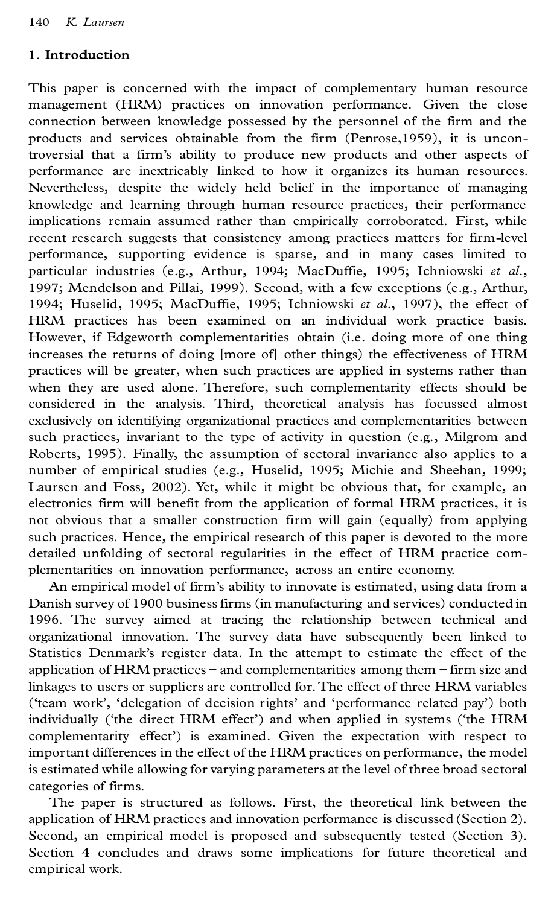## 1. Introduction

This paper is concerned with the impact of complementary human resource management (HRM) practices on innovation performance. Given the close connection between knowledge possessed by the personnel of the firm and the products and services obtainable from the firm (Penrose,1959), it is uncontroversial that a firm's ability to produce new products and other aspects of performance are inextricably linked to how it organizes its human resources. Nevertheless, despite the widely held belief in the importance of managing knowledge and learning through human resource practices, their performance implications remain assumed rather than empirically corroborated. First, while recent research suggests that consistency among practices matters for firm-level performance, supporting evidence is sparse, and in many cases limited to particular industries (e.g., Arthur, 1994; MacDuffie, 1995; Ichniowski *et al.*, 1997; Mendelson and Pillai, 1999). Second, with a few exceptions (e.g., Arthur, 1994; Huselid, 1995; MacDuffie, 1995; Ichniowski *et al.*, 1997), the effect of HRM practices has been examined on an individual work practice basis. However, if Edgeworth complementarities obtain (i.e. doing more of one thing increases the returns of doing [more of] other things) the effectiveness of HRM practices will be greater, when such practices are applied in systems rather than when they are used alone. Therefore, such complementarity effects should be considered in the analysis. Third, theoretical analysis has focussed almost exclusively on identifying organizational practices and complementarities between such practices, invariant to the type of activity in question (e.g., Milgrom and Roberts, 1995). Finally, the assumption of sectoral invariance also applies to a number of empirical studies (e.g., Huselid, 1995; Michie and Sheehan, 1999; Laursen and Foss, 2002). Yet, while it might be obvious that, for example, an electronics firm will benefit from the application of formal HRM practices, it is not obvious that a smaller construction firm will gain (equally) from applying such practices. Hence, the empirical research of this paper is devoted to the more detailed unfolding of sectoral regularities in the effect of HRM practice complementarities on innovation performance, across an entire economy.

An empirical model of firm's ability to innovate is estimated, using data from a Danish survey of 1900 business firms (in manufacturing and services) conducted in 1996. The survey aimed at tracing the relationship between technical and organizational innovation. The survey data have subsequently been linked to Statistics Denmark's register data. In the attempt to estimate the effect of the application of HRM practices – and complementarities among them – firm size and linkages to users or suppliers are controlled for. The effect of three HRM variables ('team work', 'delegation of decision rights' and 'performance related pay') both individually ('the direct HRM effect') and when applied in systems ('the HRM complementarity effect') is examined. Given the expectation with respect to important differences in the effect of the HRM practices on performance, the model is estimated while allowing for varying parameters at the level of three broad sectoral categories of firms.

The paper is structured as follows. First, the theoretical link between the application of HRM practices and innovation performance is discussed (Section 2). Second, an empirical model is proposed and subsequently tested (Section 3). Section 4 concludes and draws some implications for future theoretical and empirical work.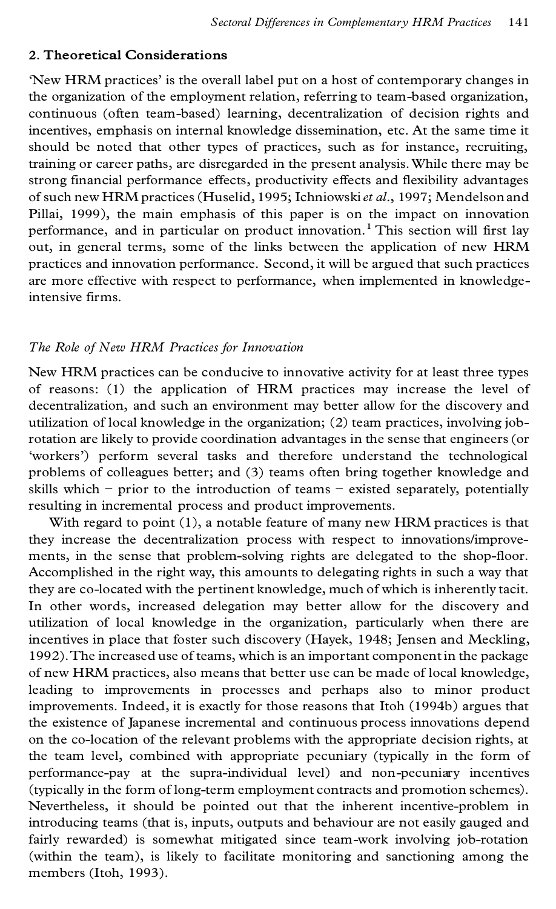## 2. Theoretical Considerations

'New HRM practices' is the overall label put on a host of contemporary changes in the organization of the employment relation, referring to team-based organization, continuous (often team-based) learning, decentralization of decision rights and incentives, emphasis on internal knowledge dissemination, etc. At the same time it should be noted that other types of practices, such as for instance, recruiting, training or career paths, are disregarded in the present analysis. While there may be strong financial performance effects, productivity effects and flexibility advantages of such new HRM practices (Huselid, 1995; Ichniowski *et al.*, 1997; Mendelson and Pillai, 1999), the main emphasis of this paper is on the impact on innovation performance, and in particular on product innovation.[1] This section will first lay out, in general terms, some of the links between the application of new HRM practices and innovation performance. Second, it will be argued that such practices are more effective with respect to performance, when implemented in knowledge-intensive firms.

### *The Role of New HRM Practices for Innovation*

New HRM practices can be conducive to innovative activity for at least three types of reasons: (1) the application of HRM practices may increase the level of decentralization, and such an environment may better allow for the discovery and utilization of local knowledge in the organization; (2) team practices, involving job-rotation are likely to provide coordination advantages in the sense that engineers (or 'workers') perform several tasks and therefore understand the technological problems of colleagues better; and (3) teams often bring together knowledge and skills which – prior to the introduction of teams – existed separately, potentially resulting in incremental process and product improvements.

With regard to point (1), a notable feature of many new HRM practices is that they increase the decentralization process with respect to innovations/improvements, in the sense that problem-solving rights are delegated to the shop-floor. Accomplished in the right way, this amounts to delegating rights in such a way that they are co-located with the pertinent knowledge, much of which is inherently tacit. In other words, increased delegation may better allow for the discovery and utilization of local knowledge in the organization, particularly when there are incentives in place that foster such discovery (Hayek, 1948; Jensen and Meckling, 1992). The increased use of teams, which is an important component in the package of new HRM practices, also means that better use can be made of local knowledge, leading to improvements in processes and perhaps also to minor product improvements. Indeed, it is exactly for those reasons that Itoh (1994b) argues that the existence of Japanese incremental and continuous process innovations depend on the co-location of the relevant problems with the appropriate decision rights, at the team level, combined with appropriate pecuniary (typically in the form of performance-pay at the supra-individual level) and non-pecuniary incentives (typically in the form of long-term employment contracts and promotion schemes). Nevertheless, it should be pointed out that the inherent incentive-problem in introducing teams (that is, inputs, outputs and behaviour are not easily gauged and fairly rewarded) is somewhat mitigated since team-work involving job-rotation (within the team), is likely to facilitate monitoring and sanctioning among the members (Itoh, 1993).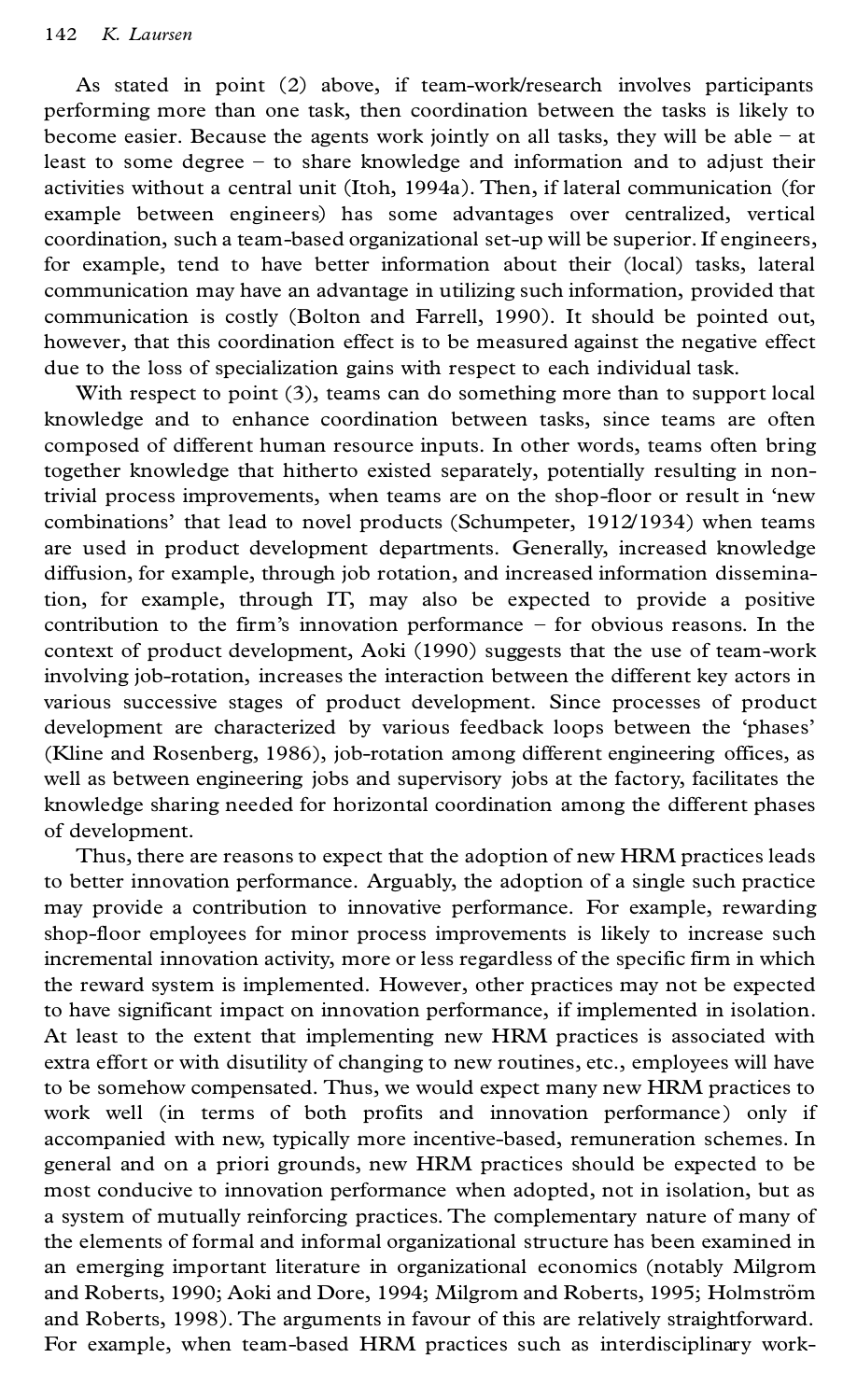As stated in point (2) above, if team-work/research involves participants performing more than one task, then coordination between the tasks is likely to become easier. Because the agents work jointly on all tasks, they will be able – at least to some degree – to share knowledge and information and to adjust their activities without a central unit (Itoh, 1994a). Then, if lateral communication (for example between engineers) has some advantages over centralized, vertical coordination, such a team-based organizational set-up will be superior. If engineers, for example, tend to have better information about their (local) tasks, lateral communication may have an advantage in utilizing such information, provided that communication is costly (Bolton and Farrell, 1990). It should be pointed out, however, that this coordination effect is to be measured against the negative effect due to the loss of specialization gains with respect to each individual task.

With respect to point (3), teams can do something more than to support local knowledge and to enhance coordination between tasks, since teams are often composed of different human resource inputs. In other words, teams often bring together knowledge that hitherto existed separately, potentially resulting in non-trivial process improvements, when teams are on the shop-floor or result in 'new combinations' that lead to novel products (Schumpeter, 1912/1934) when teams are used in product development departments. Generally, increased knowledge diffusion, for example, through job rotation, and increased information dissemination, for example, through IT, may also be expected to provide a positive contribution to the firm's innovation performance – for obvious reasons. In the context of product development, Aoki (1990) suggests that the use of team-work involving job-rotation, increases the interaction between the different key actors in various successive stages of product development. Since processes of product development are characterized by various feedback loops between the 'phases' (Kline and Rosenberg, 1986), job-rotation among different engineering offices, as well as between engineering jobs and supervisory jobs at the factory, facilitates the knowledge sharing needed for horizontal coordination among the different phases of development.

Thus, there are reasons to expect that the adoption of new HRM practices leads to better innovation performance. Arguably, the adoption of a single such practice may provide a contribution to innovative performance. For example, rewarding shop-floor employees for minor process improvements is likely to increase such incremental innovation activity, more or less regardless of the specific firm in which the reward system is implemented. However, other practices may not be expected to have significant impact on innovation performance, if implemented in isolation. At least to the extent that implementing new HRM practices is associated with extra effort or with disutility of changing to new routines, etc., employees will have to be somehow compensated. Thus, we would expect many new HRM practices to work well (in terms of both profits and innovation performance) only if accompanied with new, typically more incentive-based, remuneration schemes. In general and on a priori grounds, new HRM practices should be expected to be most conducive to innovation performance when adopted, not in isolation, but as a system of mutually reinforcing practices. The complementary nature of many of the elements of formal and informal organizational structure has been examined in an emerging important literature in organizational economics (notably Milgrom and Roberts, 1990; Aoki and Dore, 1994; Milgrom and Roberts, 1995; Holmström and Roberts, 1998). The arguments in favour of this are relatively straightforward. For example, when team-based HRM practices such as interdisciplinary work-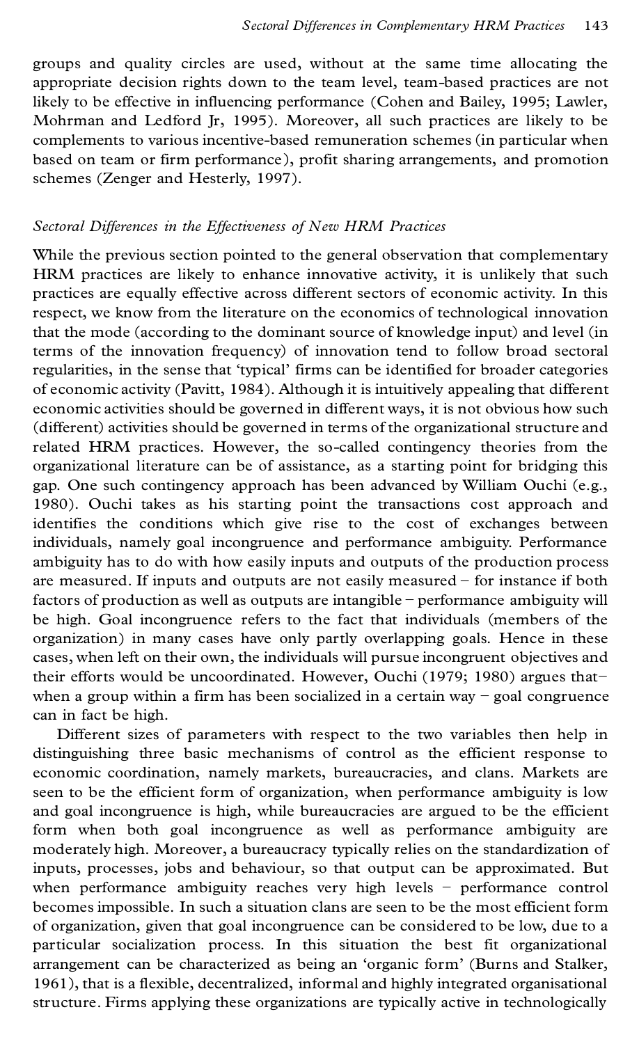groups and quality circles are used, without at the same time allocating the appropriate decision rights down to the team level, team-based practices are not likely to be effective in influencing performance (Cohen and Bailey, 1995; Lawler, Mohrman and Ledford Jr, 1995). Moreover, all such practices are likely to be complements to various incentive-based remuneration schemes (in particular when based on team or firm performance), profit sharing arrangements, and promotion schemes (Zenger and Hesterly, 1997).

### *Sectoral Differences in the Effectiveness of New HRM Practices*

While the previous section pointed to the general observation that complementary HRM practices are likely to enhance innovative activity, it is unlikely that such practices are equally effective across different sectors of economic activity. In this respect, we know from the literature on the economics of technological innovation that the mode (according to the dominant source of knowledge input) and level (in terms of the innovation frequency) of innovation tend to follow broad sectoral regularities, in the sense that 'typical' firms can be identified for broader categories of economic activity (Pavitt, 1984). Although it is intuitively appealing that different economic activities should be governed in different ways, it is not obvious how such (different) activities should be governed in terms of the organizational structure and related HRM practices. However, the so-called contingency theories from the organizational literature can be of assistance, as a starting point for bridging this gap. One such contingency approach has been advanced by William Ouchi (e.g., 1980). Ouchi takes as his starting point the transactions cost approach and identifies the conditions which give rise to the cost of exchanges between individuals, namely goal incongruence and performance ambiguity. Performance ambiguity has to do with how easily inputs and outputs of the production process are measured. If inputs and outputs are not easily measured – for instance if both factors of production as well as outputs are intangible – performance ambiguity will be high. Goal incongruence refers to the fact that individuals (members of the organization) in many cases have only partly overlapping goals. Hence in these cases, when left on their own, the individuals will pursue incongruent objectives and their efforts would be uncoordinated. However, Ouchi (1979; 1980) argues that– when a group within a firm has been socialized in a certain way – goal congruence can in fact be high.

Different sizes of parameters with respect to the two variables then help in distinguishing three basic mechanisms of control as the efficient response to economic coordination, namely markets, bureaucracies, and clans. Markets are seen to be the efficient form of organization, when performance ambiguity is low and goal incongruence is high, while bureaucracies are argued to be the efficient form when both goal incongruence as well as performance ambiguity are moderately high. Moreover, a bureaucracy typically relies on the standardization of inputs, processes, jobs and behaviour, so that output can be approximated. But when performance ambiguity reaches very high levels – performance control becomes impossible. In such a situation clans are seen to be the most efficient form of organization, given that goal incongruence can be considered to be low, due to a particular socialization process. In this situation the best fit organizational arrangement can be characterized as being an 'organic form' (Burns and Stalker, 1961), that is a flexible, decentralized, informal and highly integrated organisational structure. Firms applying these organizations are typically active in technologically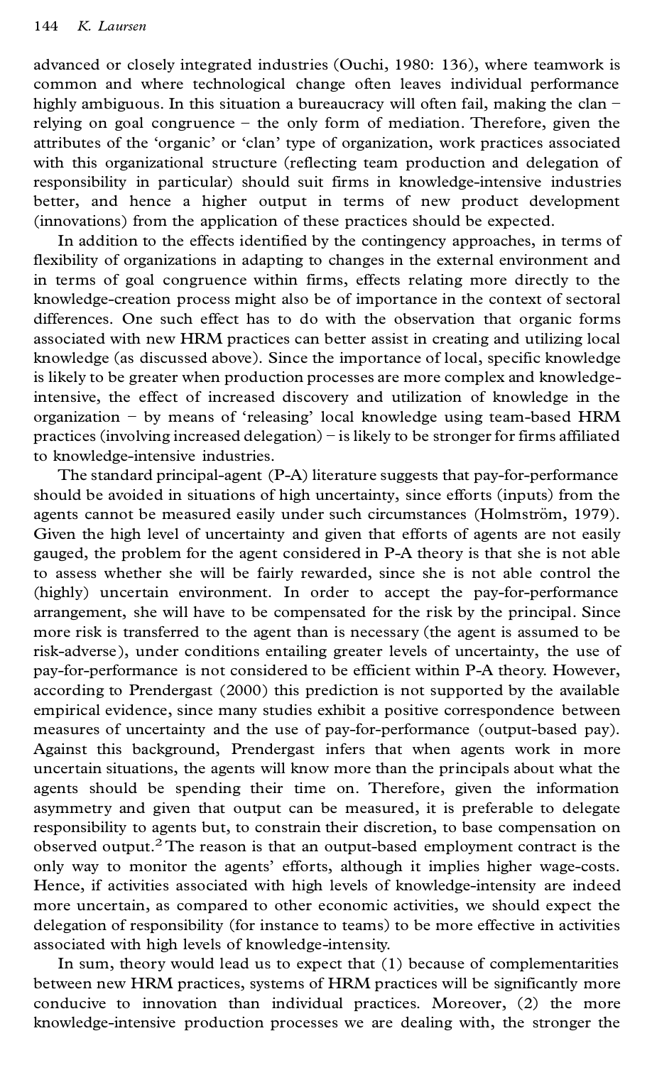advanced or closely integrated industries (Ouchi, 1980: 136), where teamwork is common and where technological change often leaves individual performance highly ambiguous. In this situation a bureaucracy will often fail, making the clan – relying on goal congruence – the only form of mediation. Therefore, given the attributes of the 'organic' or 'clan' type of organization, work practices associated with this organizational structure (reflecting team production and delegation of responsibility in particular) should suit firms in knowledge-intensive industries better, and hence a higher output in terms of new product development (innovations) from the application of these practices should be expected.

In addition to the effects identified by the contingency approaches, in terms of flexibility of organizations in adapting to changes in the external environment and in terms of goal congruence within firms, effects relating more directly to the knowledge-creation process might also be of importance in the context of sectoral differences. One such effect has to do with the observation that organic forms associated with new HRM practices can better assist in creating and utilizing local knowledge (as discussed above). Since the importance of local, specific knowledge is likely to be greater when production processes are more complex and knowledge-intensive, the effect of increased discovery and utilization of knowledge in the organization – by means of 'releasing' local knowledge using team-based HRM practices (involving increased delegation) – is likely to be stronger for firms affiliated to knowledge-intensive industries.

The standard principal-agent (P-A) literature suggests that pay-for-performance should be avoided in situations of high uncertainty, since efforts (inputs) from the agents cannot be measured easily under such circumstances (Holmström, 1979). Given the high level of uncertainty and given that efforts of agents are not easily gauged, the problem for the agent considered in P-A theory is that she is not able to assess whether she will be fairly rewarded, since she is not able control the (highly) uncertain environment. In order to accept the pay-for-performance arrangement, she will have to be compensated for the risk by the principal. Since more risk is transferred to the agent than is necessary (the agent is assumed to be risk-adverse), under conditions entailing greater levels of uncertainty, the use of pay-for-performance is not considered to be efficient within P-A theory. However, according to Prendergast (2000) this prediction is not supported by the available empirical evidence, since many studies exhibit a positive correspondence between measures of uncertainty and the use of pay-for-performance (output-based pay). Against this background, Prendergast infers that when agents work in more uncertain situations, the agents will know more than the principals about what the agents should be spending their time on. Therefore, given the information asymmetry and given that output can be measured, it is preferable to delegate responsibility to agents but, to constrain their discretion, to base compensation on observed output.[2] The reason is that an output-based employment contract is the only way to monitor the agents' efforts, although it implies higher wage-costs. Hence, if activities associated with high levels of knowledge-intensity are indeed more uncertain, as compared to other economic activities, we should expect the delegation of responsibility (for instance to teams) to be more effective in activities associated with high levels of knowledge-intensity.

In sum, theory would lead us to expect that (1) because of complementarities between new HRM practices, systems of HRM practices will be significantly more conducive to innovation than individual practices. Moreover, (2) the more knowledge-intensive production processes we are dealing with, the stronger the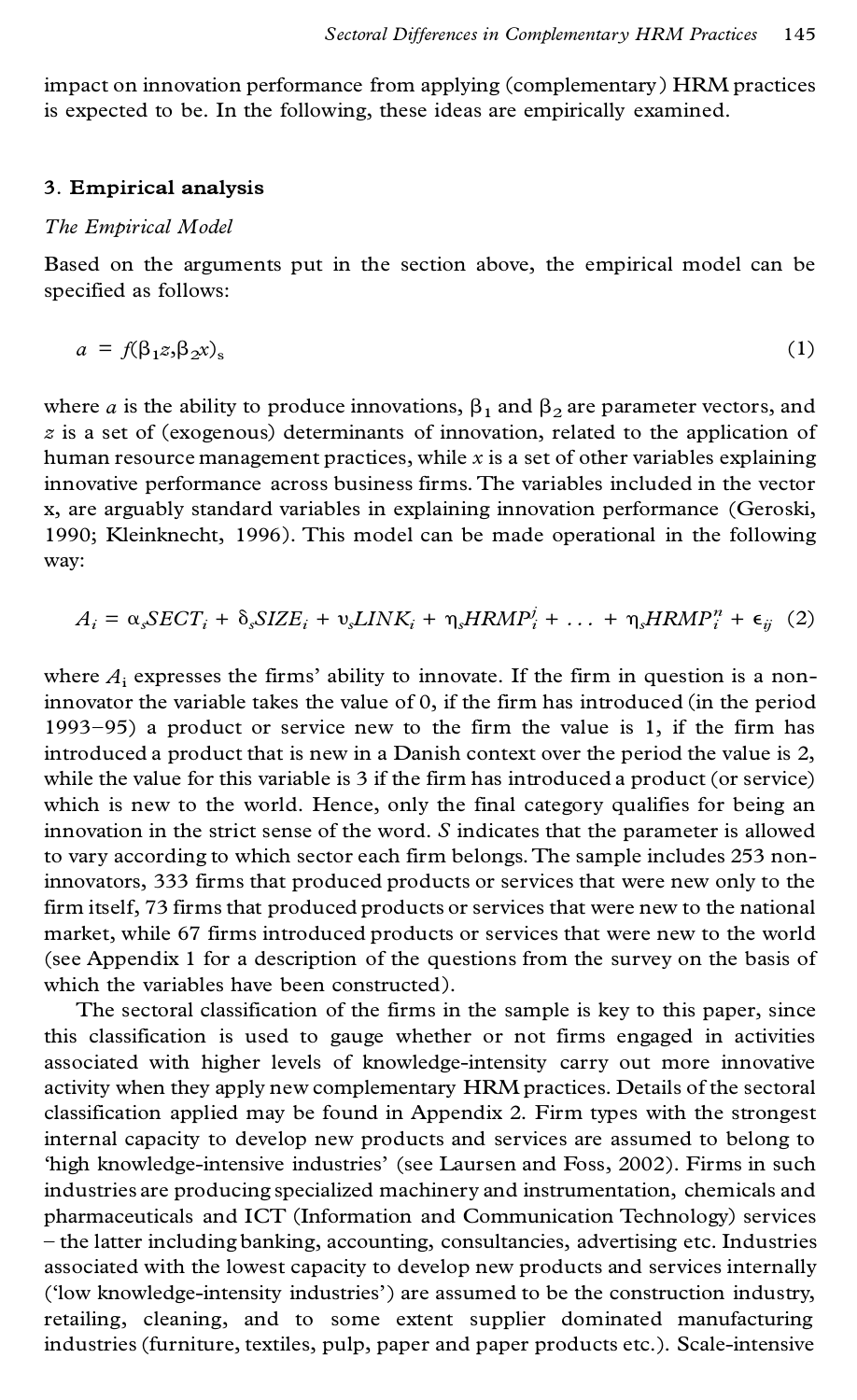impact on innovation performance from applying (complementary) HRM practices is expected to be. In the following, these ideas are empirically examined.

## 3. Empirical analysis

### *The Empirical Model*

Based on the arguments put in the section above, the empirical model can be specified as follows:

$$a = f(\beta_1 z, \beta_2 x)_s \tag{1}$$

where $a$ is the ability to produce innovations, $\beta_1$ and $\beta_2$ are parameter vectors, and $z$ is a set of (exogenous) determinants of innovation, related to the application of human resource management practices, while $x$ is a set of other variables explaining innovative performance across business firms. The variables included in the vector x, are arguably standard variables in explaining innovation performance (Geroski, 1990; Kleinknecht, 1996). This model can be made operational in the following way:

$$A_i = \alpha_s SECT_i + \delta_s SIZE_i + \upsilon_s LINK_i + \eta_s HRMP_i^j + \ldots + \eta_s HRMP_i^n + \epsilon_{ij} \tag{2}$$

where $A_i$ expresses the firms' ability to innovate. If the firm in question is a non-innovator the variable takes the value of 0, if the firm has introduced (in the period 1993–95) a product or service new to the firm the value is 1, if the firm has introduced a product that is new in a Danish context over the period the value is 2, while the value for this variable is 3 if the firm has introduced a product (or service) which is new to the world. Hence, only the final category qualifies for being an innovation in the strict sense of the word. $S$ indicates that the parameter is allowed to vary according to which sector each firm belongs. The sample includes 253 non-innovators, 333 firms that produced products or services that were new only to the firm itself, 73 firms that produced products or services that were new to the national market, while 67 firms introduced products or services that were new to the world (see Appendix 1 for a description of the questions from the survey on the basis of which the variables have been constructed).

The sectoral classification of the firms in the sample is key to this paper, since this classification is used to gauge whether or not firms engaged in activities associated with higher levels of knowledge-intensity carry out more innovative activity when they apply new complementary HRM practices. Details of the sectoral classification applied may be found in Appendix 2. Firm types with the strongest internal capacity to develop new products and services are assumed to belong to 'high knowledge-intensive industries' (see Laursen and Foss, 2002). Firms in such industries are producing specialized machinery and instrumentation, chemicals and pharmaceuticals and ICT (Information and Communication Technology) services – the latter including banking, accounting, consultancies, advertising etc. Industries associated with the lowest capacity to develop new products and services internally ('low knowledge-intensity industries') are assumed to be the construction industry, retailing, cleaning, and to some extent supplier dominated manufacturing industries (furniture, textiles, pulp, paper and paper products etc.). Scale-intensive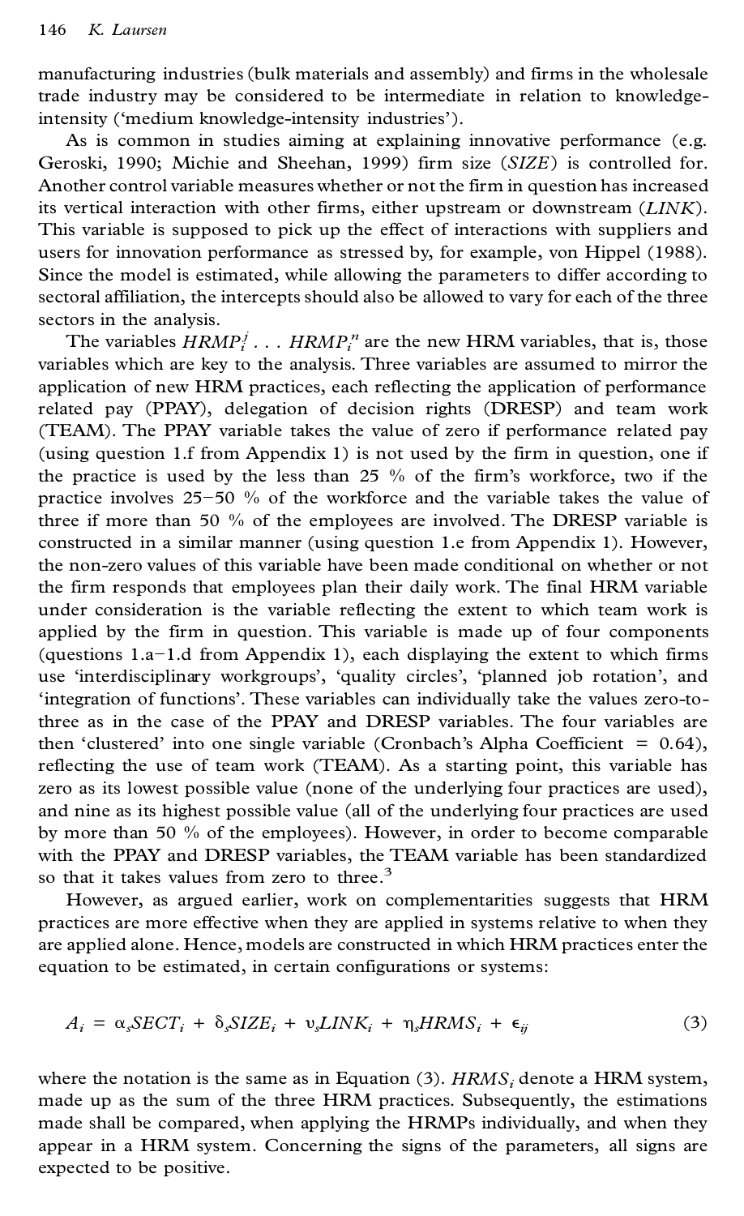manufacturing industries (bulk materials and assembly) and firms in the wholesale trade industry may be considered to be intermediate in relation to knowledge-intensity ('medium knowledge-intensity industries').

As is common in studies aiming at explaining innovative performance (e.g. Geroski, 1990; Michie and Sheehan, 1999) firm size (*SIZE*) is controlled for. Another control variable measures whether or not the firm in question has increased its vertical interaction with other firms, either upstream or downstream (*LINK*). This variable is supposed to pick up the effect of interactions with suppliers and users for innovation performance as stressed by, for example, von Hippel (1988). Since the model is estimated, while allowing the parameters to differ according to sectoral affiliation, the intercepts should also be allowed to vary for each of the three sectors in the analysis.

The variables $HRMP_i^j \ldots HRMP_i^n$ are the new HRM variables, that is, those variables which are key to the analysis. Three variables are assumed to mirror the application of new HRM practices, each reflecting the application of performance related pay (PPAY), delegation of decision rights (DRESP) and team work (TEAM). The PPAY variable takes the value of zero if performance related pay (using question 1.f from Appendix 1) is not used by the firm in question, one if the practice is used by the less than 25 % of the firm's workforce, two if the practice involves 25–50 % of the workforce and the variable takes the value of three if more than 50 % of the employees are involved. The DRESP variable is constructed in a similar manner (using question 1.e from Appendix 1). However, the non-zero values of this variable have been made conditional on whether or not the firm responds that employees plan their daily work. The final HRM variable under consideration is the variable reflecting the extent to which team work is applied by the firm in question. This variable is made up of four components (questions 1.a–1.d from Appendix 1), each displaying the extent to which firms use 'interdisciplinary workgroups', 'quality circles', 'planned job rotation', and 'integration of functions'. These variables can individually take the values zero-to-three as in the case of the PPAY and DRESP variables. The four variables are then 'clustered' into one single variable (Cronbach's Alpha Coefficient = 0.64), reflecting the use of team work (TEAM). As a starting point, this variable has zero as its lowest possible value (none of the underlying four practices are used), and nine as its highest possible value (all of the underlying four practices are used by more than 50 % of the employees). However, in order to become comparable with the PPAY and DRESP variables, the TEAM variable has been standardized so that it takes values from zero to three.[3]

However, as argued earlier, work on complementarities suggests that HRM practices are more effective when they are applied in systems relative to when they are applied alone. Hence, models are constructed in which HRM practices enter the equation to be estimated, in certain configurations or systems:

$$A_i = \alpha_s SECT_i + \delta_s SIZE_i + \upsilon_s LINK_i + \eta_s HRMS_i + \epsilon_{ij} \tag{3}$$

where the notation is the same as in Equation (3). $HRMS_i$ denote a HRM system, made up as the sum of the three HRM practices. Subsequently, the estimations made shall be compared, when applying the HRMPs individually, and when they appear in a HRM system. Concerning the signs of the parameters, all signs are expected to be positive.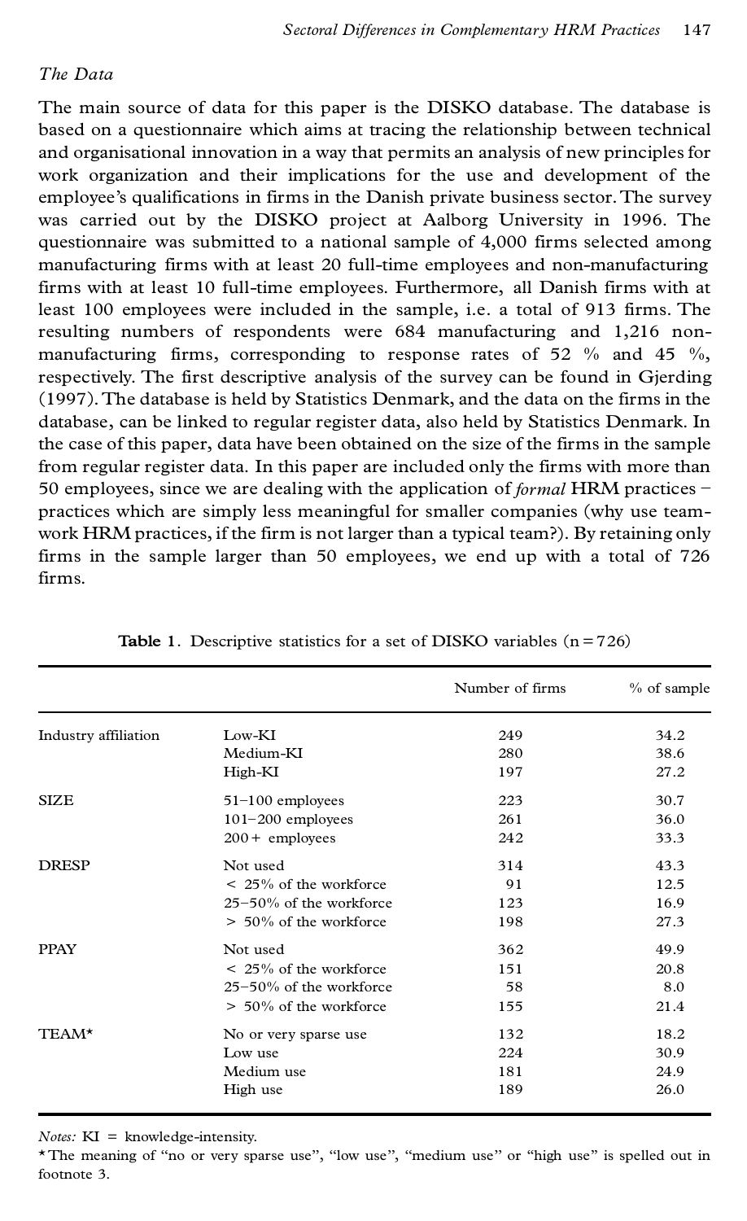### The Data

The main source of data for this paper is the DISKO database. The database is based on a questionnaire which aims at tracing the relationship between technical and organisational innovation in a way that permits an analysis of new principles for work organization and their implications for the use and development of the employee's qualifications in firms in the Danish private business sector. The survey was carried out by the DISKO project at Aalborg University in 1996. The questionnaire was submitted to a national sample of 4,000 firms selected among manufacturing firms with at least 20 full-time employees and non-manufacturing firms with at least 10 full-time employees. Furthermore, all Danish firms with at least 100 employees were included in the sample, i.e. a total of 913 firms. The resulting numbers of respondents were 684 manufacturing and 1,216 non-manufacturing firms, corresponding to response rates of 52 % and 45 %, respectively. The first descriptive analysis of the survey can be found in Gjerding (1997). The database is held by Statistics Denmark, and the data on the firms in the database, can be linked to regular register data, also held by Statistics Denmark. In the case of this paper, data have been obtained on the size of the firms in the sample from regular register data. In this paper are included only the firms with more than 50 employees, since we are dealing with the application of *formal* HRM practices – practices which are simply less meaningful for smaller companies (why use teamwork HRM practices, if the firm is not larger than a typical team?). By retaining only firms in the sample larger than 50 employees, we end up with a total of 726 firms.

**Table 1**. Descriptive statistics for a set of DISKO variables (n = 726)

| | | Number of firms | % of sample |
|---|---|---|---|
| Industry affiliation | Low-KI | 249 | 34.2 |
| | Medium-KI | 280 | 38.6 |
| | High-KI | 197 | 27.2 |
| SIZE | 51–100 employees | 223 | 30.7 |
| | 101–200 employees | 261 | 36.0 |
| | 200+ employees | 242 | 33.3 |
| DRESP | Not used | 314 | 43.3 |
| | < 25% of the workforce | 91 | 12.5 |
| | 25–50% of the workforce | 123 | 16.9 |
| | > 50% of the workforce | 198 | 27.3 |
| PPAY | Not used | 362 | 49.9 |
| | < 25% of the workforce | 151 | 20.8 |
| | 25–50% of the workforce | 58 | 8.0 |
| | > 50% of the workforce | 155 | 21.4 |
| TEAM* | No or very sparse use | 132 | 18.2 |
| | Low use | 224 | 30.9 |
| | Medium use | 181 | 24.9 |
| | High use | 189 | 26.0 |

*Notes:* KI = knowledge-intensity.

*The meaning of "no or very sparse use", "low use", "medium use" or "high use" is spelled out in footnote 3.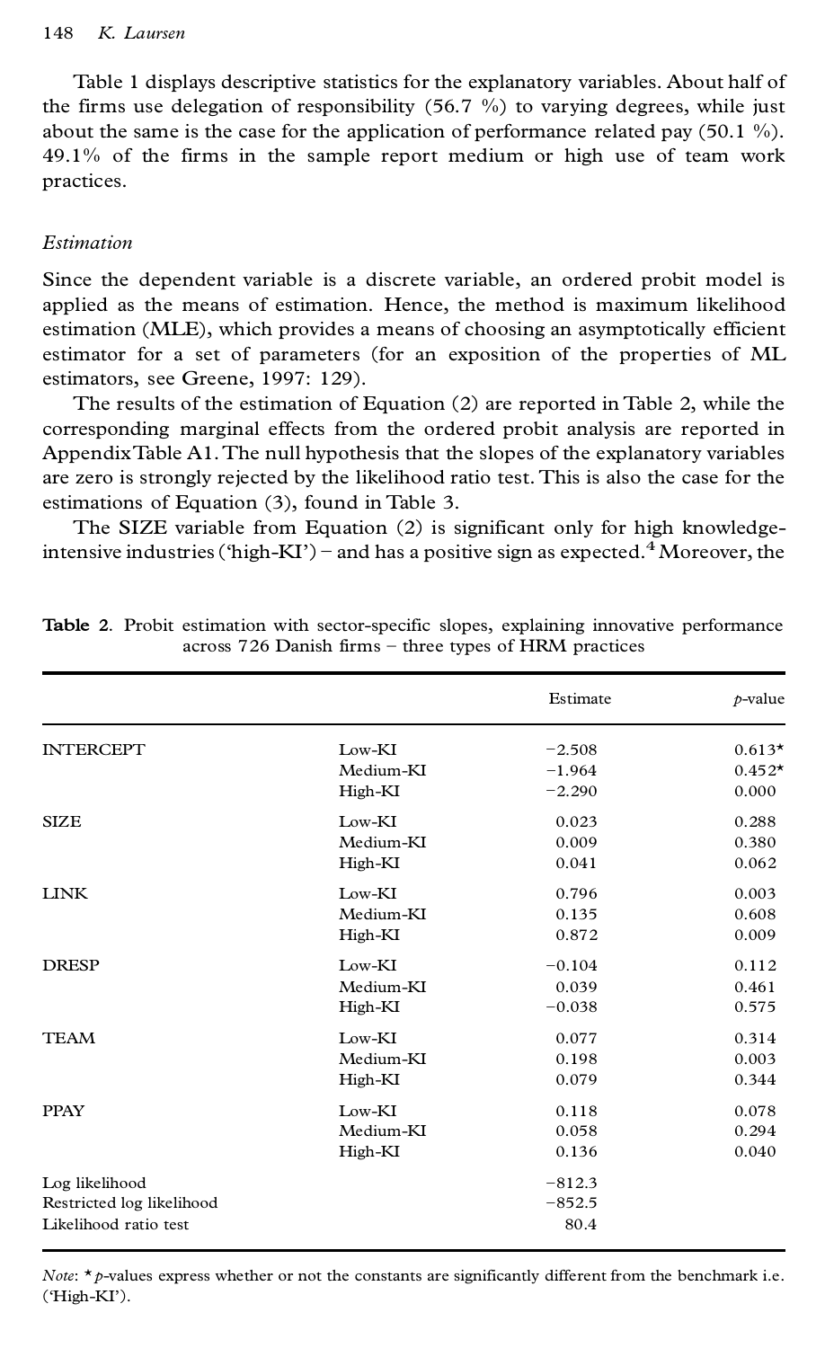Table 1 displays descriptive statistics for the explanatory variables. About half of the firms use delegation of responsibility (56.7 %) to varying degrees, while just about the same is the case for the application of performance related pay (50.1 %). 49.1% of the firms in the sample report medium or high use of team work practices.

### *Estimation*

Since the dependent variable is a discrete variable, an ordered probit model is applied as the means of estimation. Hence, the method is maximum likelihood estimation (MLE), which provides a means of choosing an asymptotically efficient estimator for a set of parameters (for an exposition of the properties of ML estimators, see Greene, 1997: 129).

The results of the estimation of Equation (2) are reported in Table 2, while the corresponding marginal effects from the ordered probit analysis are reported in Appendix Table A1. The null hypothesis that the slopes of the explanatory variables are zero is strongly rejected by the likelihood ratio test. This is also the case for the estimations of Equation (3), found in Table 3.

The SIZE variable from Equation (2) is significant only for high knowledge-intensive industries ('high-KI') – and has a positive sign as expected.[4] Moreover, the

**Table 2**. Probit estimation with sector-specific slopes, explaining innovative performance across 726 Danish firms – three types of HRM practices

| | | Estimate | *p*-value |
|---|---|---|---|
| INTERCEPT | Low-KI | −2.508 | 0.613* |
| | Medium-KI | −1.964 | 0.452* |
| | High-KI | −2.290 | 0.000 |
| SIZE | Low-KI | 0.023 | 0.288 |
| | Medium-KI | 0.009 | 0.380 |
| | High-KI | 0.041 | 0.062 |
| LINK | Low-KI | 0.796 | 0.003 |
| | Medium-KI | 0.135 | 0.608 |
| | High-KI | 0.872 | 0.009 |
| DRESP | Low-KI | −0.104 | 0.112 |
| | Medium-KI | 0.039 | 0.461 |
| | High-KI | −0.038 | 0.575 |
| TEAM | Low-KI | 0.077 | 0.314 |
| | Medium-KI | 0.198 | 0.003 |
| | High-KI | 0.079 | 0.344 |
| PPAY | Low-KI | 0.118 | 0.078 |
| | Medium-KI | 0.058 | 0.294 |
| | High-KI | 0.136 | 0.040 |
| Log likelihood | | −812.3 | |
| Restricted log likelihood | | −852.5 | |
| Likelihood ratio test | | 80.4 | |

*Note*: * *p*-values express whether or not the constants are significantly different from the benchmark i.e. ('High-KI').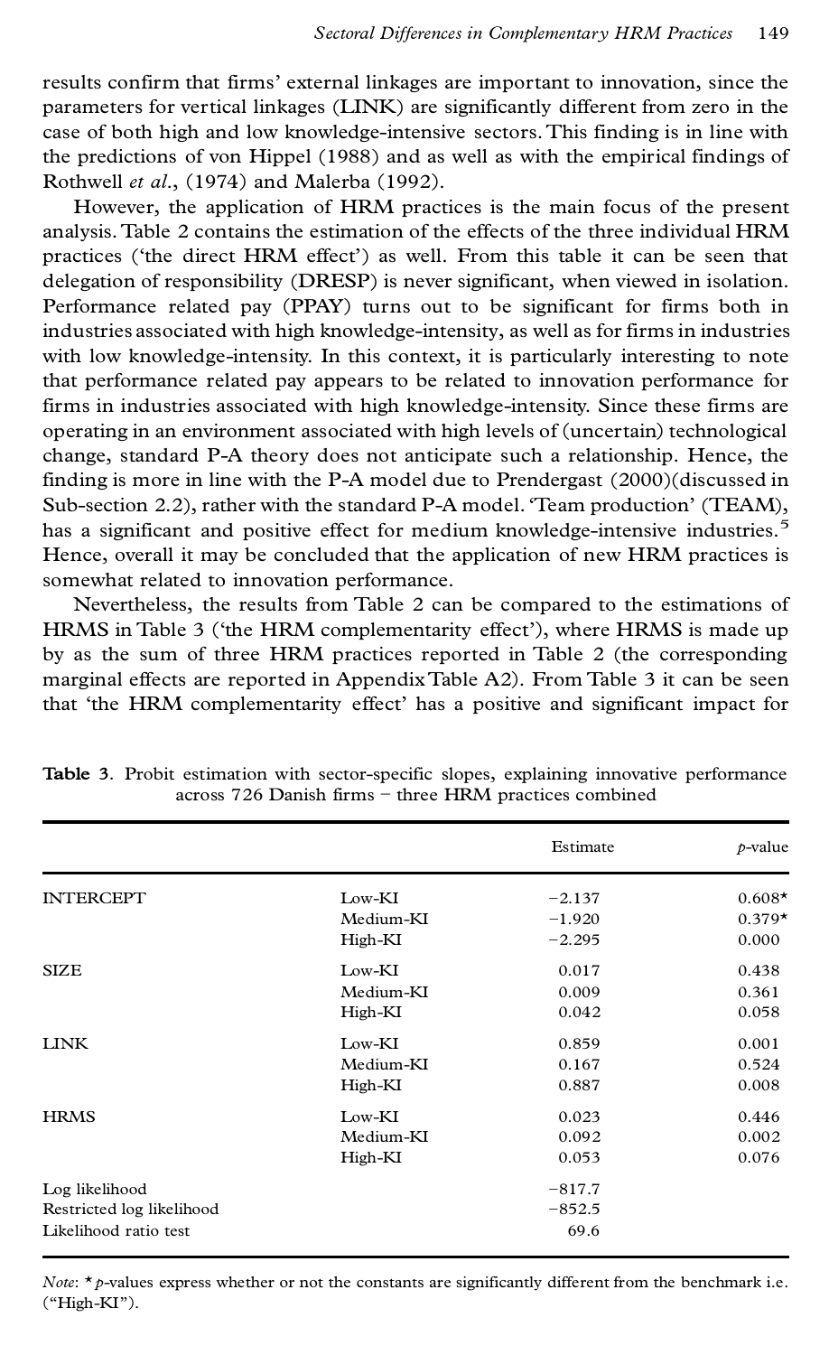results confirm that firms' external linkages are important to innovation, since the parameters for vertical linkages (LINK) are significantly different from zero in the case of both high and low knowledge-intensive sectors. This finding is in line with the predictions of von Hippel (1988) and as well as with the empirical findings of Rothwell *et al*., (1974) and Malerba (1992).

However, the application of HRM practices is the main focus of the present analysis. Table 2 contains the estimation of the effects of the three individual HRM practices ('the direct HRM effect') as well. From this table it can be seen that delegation of responsibility (DRESP) is never significant, when viewed in isolation. Performance related pay (PPAY) turns out to be significant for firms both in industries associated with high knowledge-intensity, as well as for firms in industries with low knowledge-intensity. In this context, it is particularly interesting to note that performance related pay appears to be related to innovation performance for firms in industries associated with high knowledge-intensity. Since these firms are operating in an environment associated with high levels of (uncertain) technological change, standard P-A theory does not anticipate such a relationship. Hence, the finding is more in line with the P-A model due to Prendergast (2000)(discussed in Sub-section 2.2), rather with the standard P-A model. 'Team production' (TEAM), has a significant and positive effect for medium knowledge-intensive industries.[5] Hence, overall it may be concluded that the application of new HRM practices is somewhat related to innovation performance.

Nevertheless, the results from Table 2 can be compared to the estimations of HRMS in Table 3 ('the HRM complementarity effect'), where HRMS is made up by as the sum of three HRM practices reported in Table 2 (the corresponding marginal effects are reported in Appendix Table A2). From Table 3 it can be seen that 'the HRM complementarity effect' has a positive and significant impact for

**Table 3**. Probit estimation with sector-specific slopes, explaining innovative performance across 726 Danish firms – three HRM practices combined

| | | Estimate | *p*-value |
|---|---|---|---|
| INTERCEPT | Low-KI | −2.137 | 0.608* |
| | Medium-KI | −1.920 | 0.379* |
| | High-KI | −2.295 | 0.000 |
| SIZE | Low-KI | 0.017 | 0.438 |
| | Medium-KI | 0.009 | 0.361 |
| | High-KI | 0.042 | 0.058 |
| LINK | Low-KI | 0.859 | 0.001 |
| | Medium-KI | 0.167 | 0.524 |
| | High-KI | 0.887 | 0.008 |
| HRMS | Low-KI | 0.023 | 0.446 |
| | Medium-KI | 0.092 | 0.002 |
| | High-KI | 0.053 | 0.076 |
| Log likelihood | | −817.7 | |
| Restricted log likelihood | | −852.5 | |
| Likelihood ratio test | | 69.6 | |

*Note*: * *p*-values express whether or not the constants are significantly different from the benchmark i.e. ("High-KI").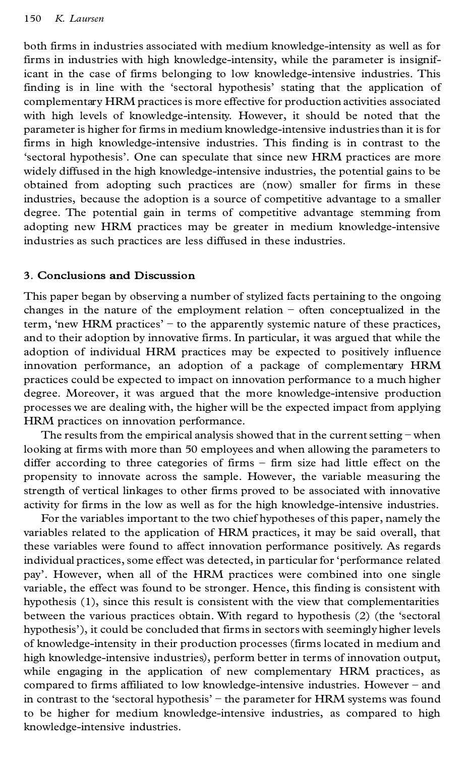both firms in industries associated with medium knowledge-intensity as well as for firms in industries with high knowledge-intensity, while the parameter is insignificant in the case of firms belonging to low knowledge-intensive industries. This finding is in line with the 'sectoral hypothesis' stating that the application of complementary HRM practices is more effective for production activities associated with high levels of knowledge-intensity. However, it should be noted that the parameter is higher for firms in medium knowledge-intensive industries than it is for firms in high knowledge-intensive industries. This finding is in contrast to the 'sectoral hypothesis'. One can speculate that since new HRM practices are more widely diffused in the high knowledge-intensive industries, the potential gains to be obtained from adopting such practices are (now) smaller for firms in these industries, because the adoption is a source of competitive advantage to a smaller degree. The potential gain in terms of competitive advantage stemming from adopting new HRM practices may be greater in medium knowledge-intensive industries as such practices are less diffused in these industries.

## 3. Conclusions and Discussion

This paper began by observing a number of stylized facts pertaining to the ongoing changes in the nature of the employment relation – often conceptualized in the term, 'new HRM practices' – to the apparently systemic nature of these practices, and to their adoption by innovative firms. In particular, it was argued that while the adoption of individual HRM practices may be expected to positively influence innovation performance, an adoption of a package of complementary HRM practices could be expected to impact on innovation performance to a much higher degree. Moreover, it was argued that the more knowledge-intensive production processes we are dealing with, the higher will be the expected impact from applying HRM practices on innovation performance.

The results from the empirical analysis showed that in the current setting – when looking at firms with more than 50 employees and when allowing the parameters to differ according to three categories of firms – firm size had little effect on the propensity to innovate across the sample. However, the variable measuring the strength of vertical linkages to other firms proved to be associated with innovative activity for firms in the low as well as for the high knowledge-intensive industries.

For the variables important to the two chief hypotheses of this paper, namely the variables related to the application of HRM practices, it may be said overall, that these variables were found to affect innovation performance positively. As regards individual practices, some effect was detected, in particular for 'performance related pay'. However, when all of the HRM practices were combined into one single variable, the effect was found to be stronger. Hence, this finding is consistent with hypothesis (1), since this result is consistent with the view that complementarities between the various practices obtain. With regard to hypothesis (2) (the 'sectoral hypothesis'), it could be concluded that firms in sectors with seemingly higher levels of knowledge-intensity in their production processes (firms located in medium and high knowledge-intensive industries), perform better in terms of innovation output, while engaging in the application of new complementary HRM practices, as compared to firms affiliated to low knowledge-intensive industries. However – and in contrast to the 'sectoral hypothesis' – the parameter for HRM systems was found to be higher for medium knowledge-intensive industries, as compared to high knowledge-intensive industries.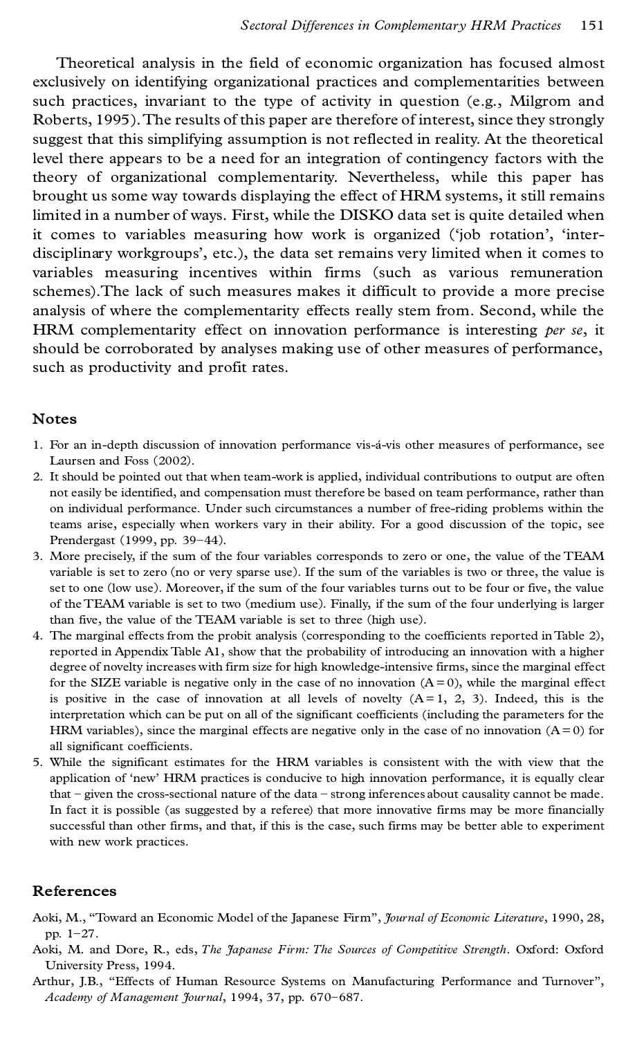Theoretical analysis in the field of economic organization has focused almost exclusively on identifying organizational practices and complementarities between such practices, invariant to the type of activity in question (e.g., Milgrom and Roberts, 1995). The results of this paper are therefore of interest, since they strongly suggest that this simplifying assumption is not reflected in reality. At the theoretical level there appears to be a need for an integration of contingency factors with the theory of organizational complementarity. Nevertheless, while this paper has brought us some way towards displaying the effect of HRM systems, it still remains limited in a number of ways. First, while the DISKO data set is quite detailed when it comes to variables measuring how work is organized ('job rotation', 'interdisciplinary workgroups', etc.), the data set remains very limited when it comes to variables measuring incentives within firms (such as various remuneration schemes). The lack of such measures makes it difficult to provide a more precise analysis of where the complementarity effects really stem from. Second, while the HRM complementarity effect on innovation performance is interesting *per se*, it should be corroborated by analyses making use of other measures of performance, such as productivity and profit rates.

## Notes

1. For an in-depth discussion of innovation performance vis-á-vis other measures of performance, see Laursen and Foss (2002).
2. It should be pointed out that when team-work is applied, individual contributions to output are often not easily be identified, and compensation must therefore be based on team performance, rather than on individual performance. Under such circumstances a number of free-riding problems within the teams arise, especially when workers vary in their ability. For a good discussion of the topic, see Prendergast (1999, pp. 39–44).
3. More precisely, if the sum of the four variables corresponds to zero or one, the value of the TEAM variable is set to zero (no or very sparse use). If the sum of the variables is two or three, the value is set to one (low use). Moreover, if the sum of the four variables turns out to be four or five, the value of the TEAM variable is set to two (medium use). Finally, if the sum of the four underlying is larger than five, the value of the TEAM variable is set to three (high use).
4. The marginal effects from the probit analysis (corresponding to the coefficients reported in Table 2), reported in Appendix Table A1, show that the probability of introducing an innovation with a higher degree of novelty increases with firm size for high knowledge-intensive firms, since the marginal effect for the SIZE variable is negative only in the case of no innovation ($A = 0$), while the marginal effect is positive in the case of innovation at all levels of novelty ($A = 1, 2, 3$). Indeed, this is the interpretation which can be put on all of the significant coefficients (including the parameters for the HRM variables), since the marginal effects are negative only in the case of no innovation ($A = 0$) for all significant coefficients.
5. While the significant estimates for the HRM variables is consistent with the with view that the application of 'new' HRM practices is conducive to high innovation performance, it is equally clear that – given the cross-sectional nature of the data – strong inferences about causality cannot be made. In fact it is possible (as suggested by a referee) that more innovative firms may be more financially successful than other firms, and that, if this is the case, such firms may be better able to experiment with new work practices.

## References

Aoki, M., "Toward an Economic Model of the Japanese Firm", *Journal of Economic Literature*, 1990, 28, pp. 1–27.

Aoki, M. and Dore, R., eds, *The Japanese Firm: The Sources of Competitive Strength*. Oxford: Oxford University Press, 1994.

Arthur, J.B., "Effects of Human Resource Systems on Manufacturing Performance and Turnover", *Academy of Management Journal*, 1994, 37, pp. 670–687.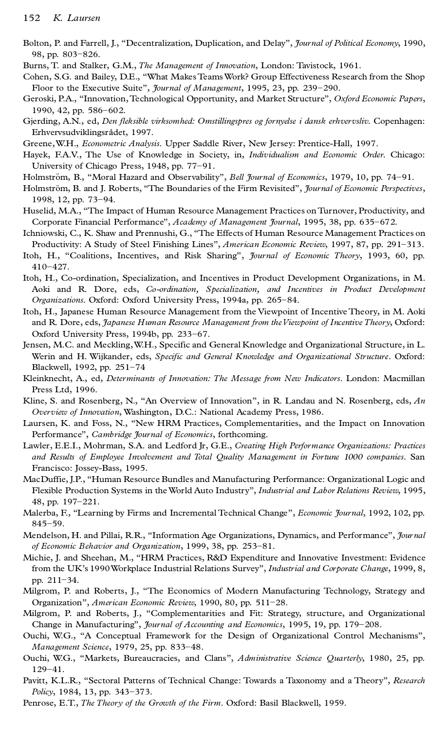Bolton, P. and Farrell, J., "Decentralization, Duplication, and Delay", *Journal of Political Economy*, 1990, 98, pp. 803–826.

Burns, T. and Stalker, G.M., *The Management of Innovation*, London: Tavistock, 1961.

Cohen, S.G. and Bailey, D.E., "What Makes Teams Work? Group Effectiveness Research from the Shop Floor to the Executive Suite", *Journal of Management*, 1995, 23, pp. 239–290.

Geroski, P.A., "Innovation, Technological Opportunity, and Market Structure", *Oxford Economic Papers*, 1990, 42, pp. 586–602.

Gjerding, A.N., ed, *Den fleksible virksomhed: Omstillingspres og fornyelse i dansk erhvervsliv*. Copenhagen: Erhvervsudviklingsrådet, 1997.

Greene, W.H., *Econometric Analysis*. Upper Saddle River, New Jersey: Prentice-Hall, 1997.

Hayek, F.A.V., The Use of Knowledge in Society, in, *Individualism and Economic Order*. Chicago: University of Chicago Press, 1948, pp. 77–91.

Holmström, B., "Moral Hazard and Observability", *Bell Journal of Economics*, 1979, 10, pp. 74–91.

Holmström, B. and J. Roberts, "The Boundaries of the Firm Revisited", *Journal of Economic Perspectives*, 1998, 12, pp. 73–94.

Huselid, M.A., "The Impact of Human Resource Management Practices on Turnover, Productivity, and Corporate Financial Performance", *Academy of Management Journal*, 1995, 38, pp. 635–672.

Ichniowski, C., K. Shaw and Prennushi, G., "The Effects of Human Resource Management Practices on Productivity: A Study of Steel Finishing Lines", *American Economic Review*, 1997, 87, pp. 291–313.

Itoh, H., "Coalitions, Incentives, and Risk Sharing", *Journal of Economic Theory*, 1993, 60, pp. 410–427.

Itoh, H., Co-ordination, Specialization, and Incentives in Product Development Organizations, in M. Aoki and R. Dore, eds, *Co-ordination, Specialization, and Incentives in Product Development Organizations*. Oxford: Oxford University Press, 1994a, pp. 265–84.

Itoh, H., Japanese Human Resource Management from the Viewpoint of Incentive Theory, in M. Aoki and R. Dore, eds, *Japanese Human Resource Management from the Viewpoint of Incentive Theory*, Oxford: Oxford University Press, 1994b, pp. 233–67.

Jensen, M.C. and Meckling, W.H., Specific and General Knowledge and Organizational Structure, in L. Werin and H. Wijkander, eds, *Specific and General Knowledge and Organizational Structure*. Oxford: Blackwell, 1992, pp. 251–74

Kleinknecht, A., ed, *Determinants of Innovation: The Message from New Indicators*. London: Macmillan Press Ltd, 1996.

Kline, S. and Rosenberg, N., "An Overview of Innovation", in R. Landau and N. Rosenberg, eds, *An Overview of Innovation*, Washington, D.C.: National Academy Press, 1986.

Laursen, K. and Foss, N., "New HRM Practices, Complementarities, and the Impact on Innovation Performance", *Cambridge Journal of Economics*, forthcoming.

Lawler, E.E.I., Mohrman, S.A. and Ledford Jr, G.E., *Creating High Performance Organizations: Practices and Results of Employee Involvement and Total Quality Management in Fortune 1000 companies*. San Francisco: Jossey-Bass, 1995.

MacDuffie, J.P., "Human Resource Bundles and Manufacturing Performance: Organizational Logic and Flexible Production Systems in the World Auto Industry", *Industrial and Labor Relations Review*, 1995, 48, pp. 197–221.

Malerba, F., "Learning by Firms and Incremental Technical Change", *Economic Journal*, 1992, 102, pp. 845–59.

Mendelson, H. and Pillai, R.R., "Information Age Organizations, Dynamics, and Performance", *Journal of Economic Behavior and Organization*, 1999, 38, pp. 253–81.

Michie, J. and Sheehan, M., "HRM Practices, R&D Expenditure and Innovative Investment: Evidence from the UK's 1990 Workplace Industrial Relations Survey", *Industrial and Corporate Change*, 1999, 8, pp. 211–34.

Milgrom, P. and Roberts, J., "The Economics of Modern Manufacturing Technology, Strategy and Organization", *American Economic Review*, 1990, 80, pp. 511–28.

Milgrom, P. and Roberts, J., "Complementarities and Fit: Strategy, structure, and Organizational Change in Manufacturing", *Journal of Accounting and Economics*, 1995, 19, pp. 179–208.

Ouchi, W.G., "A Conceptual Framework for the Design of Organizational Control Mechanisms", *Management Science*, 1979, 25, pp. 833–48.

Ouchi, W.G., "Markets, Bureaucracies, and Clans", *Administrative Science Quarterly*, 1980, 25, pp. 129–41.

Pavitt, K.L.R., "Sectoral Patterns of Technical Change: Towards a Taxonomy and a Theory", *Research Policy*, 1984, 13, pp. 343–373.

Penrose, E.T., *The Theory of the Growth of the Firm*. Oxford: Basil Blackwell, 1959.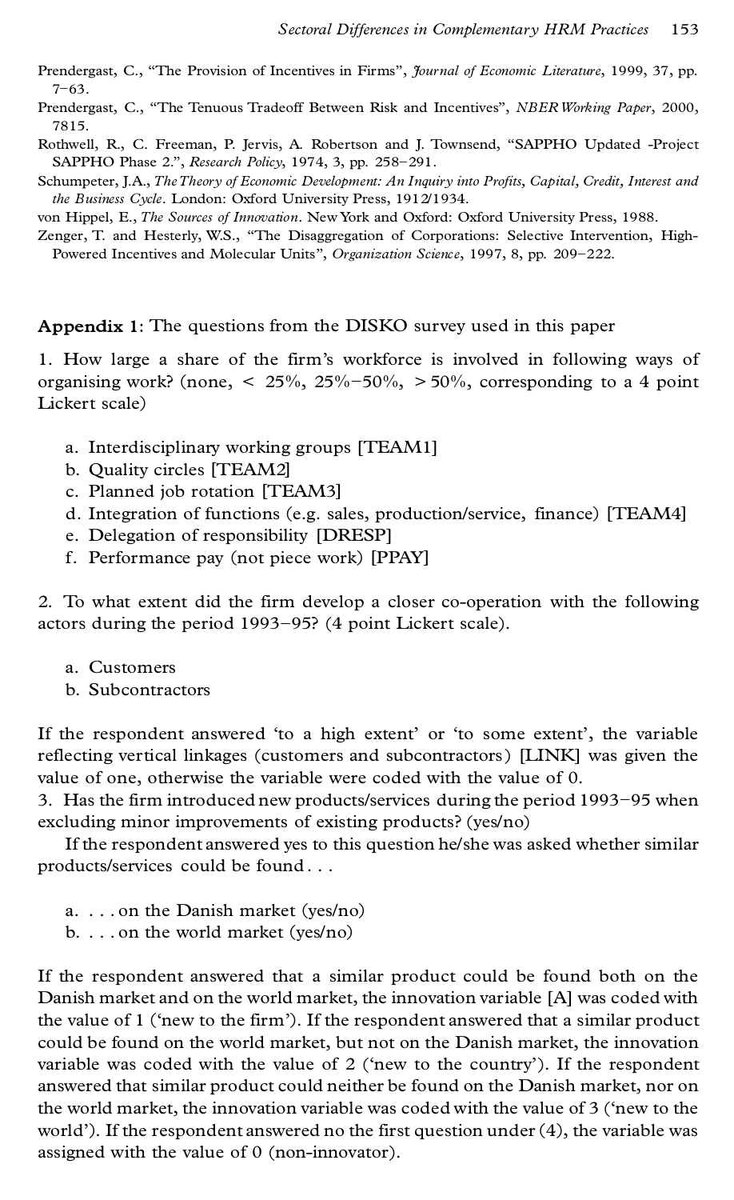Prendergast, C., "The Provision of Incentives in Firms", *Journal of Economic Literature*, 1999, 37, pp. 7–63.

Prendergast, C., "The Tenuous Tradeoff Between Risk and Incentives", *NBER Working Paper*, 2000, 7815.

Rothwell, R., C. Freeman, P. Jervis, A. Robertson and J. Townsend, "SAPPHO Updated -Project SAPPHO Phase 2.", *Research Policy*, 1974, 3, pp. 258–291.

Schumpeter, J.A., *The Theory of Economic Development: An Inquiry into Profits, Capital, Credit, Interest and the Business Cycle*. London: Oxford University Press, 1912/1934.

von Hippel, E., *The Sources of Innovation*. New York and Oxford: Oxford University Press, 1988.

Zenger, T. and Hesterly, W.S., "The Disaggregation of Corporations: Selective Intervention, High-Powered Incentives and Molecular Units", *Organization Science*, 1997, 8, pp. 209–222.

**Appendix 1**: The questions from the DISKO survey used in this paper

1. How large a share of the firm's workforce is involved in following ways of organising work? (none, < 25%, 25%–50%, > 50%, corresponding to a 4 point Lickert scale)

   a. Interdisciplinary working groups [TEAM1]
   b. Quality circles [TEAM2]
   c. Planned job rotation [TEAM3]
   d. Integration of functions (e.g. sales, production/service, finance) [TEAM4]
   e. Delegation of responsibility [DRESP]
   f. Performance pay (not piece work) [PPAY]

2. To what extent did the firm develop a closer co-operation with the following actors during the period 1993–95? (4 point Lickert scale).

   a. Customers
   b. Subcontractors

If the respondent answered 'to a high extent' or 'to some extent', the variable reflecting vertical linkages (customers and subcontractors) [LINK] was given the value of one, otherwise the variable were coded with the value of 0.

3. Has the firm introduced new products/services during the period 1993–95 when excluding minor improvements of existing products? (yes/no)

   If the respondent answered yes to this question he/she was asked whether similar products/services could be found . . .

   a. . . . on the Danish market (yes/no)
   b. . . . on the world market (yes/no)

If the respondent answered that a similar product could be found both on the Danish market and on the world market, the innovation variable [A] was coded with the value of 1 ('new to the firm'). If the respondent answered that a similar product could be found on the world market, but not on the Danish market, the innovation variable was coded with the value of 2 ('new to the country'). If the respondent answered that similar product could neither be found on the Danish market, nor on the world market, the innovation variable was coded with the value of 3 ('new to the world'). If the respondent answered no the first question under (4), the variable was assigned with the value of 0 (non-innovator).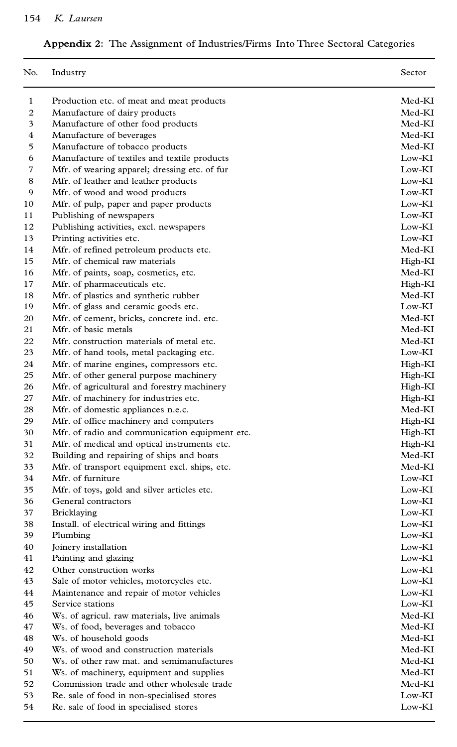**Appendix 2**: The Assignment of Industries/Firms Into Three Sectoral Categories

| No. | Industry | Sector |
|---|---|---|
| 1 | Production etc. of meat and meat products | Med-KI |
| 2 | Manufacture of dairy products | Med-KI |
| 3 | Manufacture of other food products | Med-KI |
| 4 | Manufacture of beverages | Med-KI |
| 5 | Manufacture of tobacco products | Med-KI |
| 6 | Manufacture of textiles and textile products | Low-KI |
| 7 | Mfr. of wearing apparel; dressing etc. of fur | Low-KI |
| 8 | Mfr. of leather and leather products | Low-KI |
| 9 | Mfr. of wood and wood products | Low-KI |
| 10 | Mfr. of pulp, paper and paper products | Low-KI |
| 11 | Publishing of newspapers | Low-KI |
| 12 | Publishing activities, excl. newspapers | Low-KI |
| 13 | Printing activities etc. | Low-KI |
| 14 | Mfr. of refined petroleum products etc. | Med-KI |
| 15 | Mfr. of chemical raw materials | High-KI |
| 16 | Mfr. of paints, soap, cosmetics, etc. | Med-KI |
| 17 | Mfr. of pharmaceuticals etc. | High-KI |
| 18 | Mfr. of plastics and synthetic rubber | Med-KI |
| 19 | Mfr. of glass and ceramic goods etc. | Low-KI |
| 20 | Mfr. of cement, bricks, concrete ind. etc. | Med-KI |
| 21 | Mfr. of basic metals | Med-KI |
| 22 | Mfr. construction materials of metal etc. | Med-KI |
| 23 | Mfr. of hand tools, metal packaging etc. | Low-KI |
| 24 | Mfr. of marine engines, compressors etc. | High-KI |
| 25 | Mfr. of other general purpose machinery | High-KI |
| 26 | Mfr. of agricultural and forestry machinery | High-KI |
| 27 | Mfr. of machinery for industries etc. | High-KI |
| 28 | Mfr. of domestic appliances n.e.c. | Med-KI |
| 29 | Mfr. of office machinery and computers | High-KI |
| 30 | Mfr. of radio and communication equipment etc. | High-KI |
| 31 | Mfr. of medical and optical instruments etc. | High-KI |
| 32 | Building and repairing of ships and boats | Med-KI |
| 33 | Mfr. of transport equipment excl. ships, etc. | Med-KI |
| 34 | Mfr. of furniture | Low-KI |
| 35 | Mfr. of toys, gold and silver articles etc. | Low-KI |
| 36 | General contractors | Low-KI |
| 37 | Bricklaying | Low-KI |
| 38 | Install. of electrical wiring and fittings | Low-KI |
| 39 | Plumbing | Low-KI |
| 40 | Joinery installation | Low-KI |
| 41 | Painting and glazing | Low-KI |
| 42 | Other construction works | Low-KI |
| 43 | Sale of motor vehicles, motorcycles etc. | Low-KI |
| 44 | Maintenance and repair of motor vehicles | Low-KI |
| 45 | Service stations | Low-KI |
| 46 | Ws. of agricul. raw materials, live animals | Med-KI |
| 47 | Ws. of food, beverages and tobacco | Med-KI |
| 48 | Ws. of household goods | Med-KI |
| 49 | Ws. of wood and construction materials | Med-KI |
| 50 | Ws. of other raw mat. and semimanufactures | Med-KI |
| 51 | Ws. of machinery, equipment and supplies | Med-KI |
| 52 | Commission trade and other wholesale trade | Med-KI |
| 53 | Re. sale of food in non-specialised stores | Low-KI |
| 54 | Re. sale of food in specialised stores | Low-KI |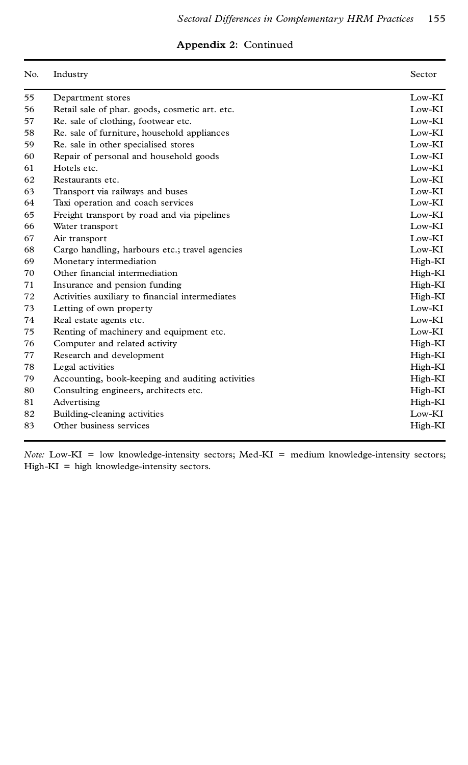**Appendix 2**: Continued

| No. | Industry | Sector |
|---|---|---|
| 55 | Department stores | Low-KI |
| 56 | Retail sale of phar. goods, cosmetic art. etc. | Low-KI |
| 57 | Re. sale of clothing, footwear etc. | Low-KI |
| 58 | Re. sale of furniture, household appliances | Low-KI |
| 59 | Re. sale in other specialised stores | Low-KI |
| 60 | Repair of personal and household goods | Low-KI |
| 61 | Hotels etc. | Low-KI |
| 62 | Restaurants etc. | Low-KI |
| 63 | Transport via railways and buses | Low-KI |
| 64 | Taxi operation and coach services | Low-KI |
| 65 | Freight transport by road and via pipelines | Low-KI |
| 66 | Water transport | Low-KI |
| 67 | Air transport | Low-KI |
| 68 | Cargo handling, harbours etc.; travel agencies | Low-KI |
| 69 | Monetary intermediation | High-KI |
| 70 | Other financial intermediation | High-KI |
| 71 | Insurance and pension funding | High-KI |
| 72 | Activities auxiliary to financial intermediates | High-KI |
| 73 | Letting of own property | Low-KI |
| 74 | Real estate agents etc. | Low-KI |
| 75 | Renting of machinery and equipment etc. | Low-KI |
| 76 | Computer and related activity | High-KI |
| 77 | Research and development | High-KI |
| 78 | Legal activities | High-KI |
| 79 | Accounting, book-keeping and auditing activities | High-KI |
| 80 | Consulting engineers, architects etc. | High-KI |
| 81 | Advertising | High-KI |
| 82 | Building-cleaning activities | Low-KI |
| 83 | Other business services | High-KI |

*Note:* Low-KI = low knowledge-intensity sectors; Med-KI = medium knowledge-intensity sectors; High-KI = high knowledge-intensity sectors.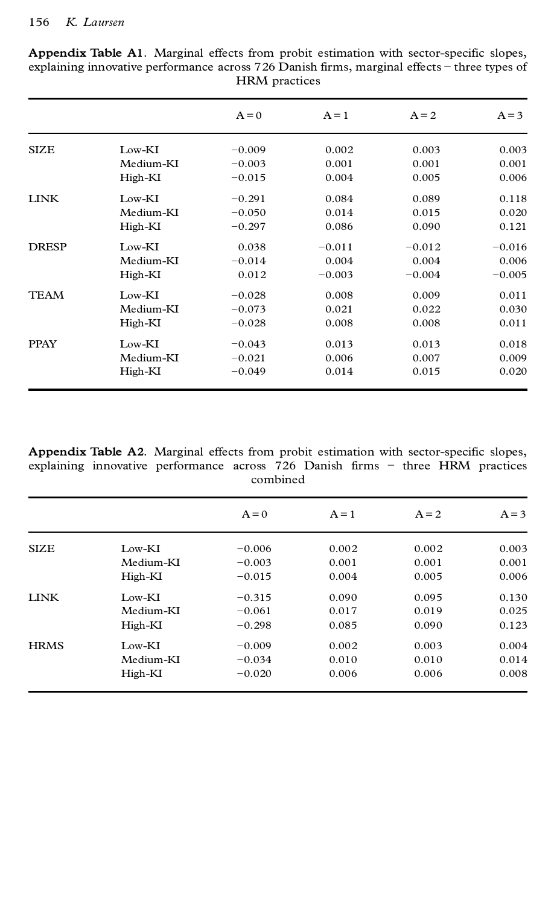**Appendix Table A1**. Marginal effects from probit estimation with sector-specific slopes, explaining innovative performance across 726 Danish firms, marginal effects − three types of HRM practices

| | | A = 0 | A = 1 | A = 2 | A = 3 |
|---|---|---|---|---|---|
| SIZE | Low-KI | −0.009 | 0.002 | 0.003 | 0.003 |
| | Medium-KI | −0.003 | 0.001 | 0.001 | 0.001 |
| | High-KI | −0.015 | 0.004 | 0.005 | 0.006 |
| LINK | Low-KI | −0.291 | 0.084 | 0.089 | 0.118 |
| | Medium-KI | −0.050 | 0.014 | 0.015 | 0.020 |
| | High-KI | −0.297 | 0.086 | 0.090 | 0.121 |
| DRESP | Low-KI | 0.038 | −0.011 | −0.012 | −0.016 |
| | Medium-KI | −0.014 | 0.004 | 0.004 | 0.006 |
| | High-KI | 0.012 | −0.003 | −0.004 | −0.005 |
| TEAM | Low-KI | −0.028 | 0.008 | 0.009 | 0.011 |
| | Medium-KI | −0.073 | 0.021 | 0.022 | 0.030 |
| | High-KI | −0.028 | 0.008 | 0.008 | 0.011 |
| PPAY | Low-KI | −0.043 | 0.013 | 0.013 | 0.018 |
| | Medium-KI | −0.021 | 0.006 | 0.007 | 0.009 |
| | High-KI | −0.049 | 0.014 | 0.015 | 0.020 |

**Appendix Table A2**. Marginal effects from probit estimation with sector-specific slopes, explaining innovative performance across 726 Danish firms − three HRM practices combined

| | | A = 0 | A = 1 | A = 2 | A = 3 |
|---|---|---|---|---|---|
| SIZE | Low-KI | −0.006 | 0.002 | 0.002 | 0.003 |
| | Medium-KI | −0.003 | 0.001 | 0.001 | 0.001 |
| | High-KI | −0.015 | 0.004 | 0.005 | 0.006 |
| LINK | Low-KI | −0.315 | 0.090 | 0.095 | 0.130 |
| | Medium-KI | −0.061 | 0.017 | 0.019 | 0.025 |
| | High-KI | −0.298 | 0.085 | 0.090 | 0.123 |
| HRMS | Low-KI | −0.009 | 0.002 | 0.003 | 0.004 |
| | Medium-KI | −0.034 | 0.010 | 0.010 | 0.014 |
| | High-KI | −0.020 | 0.006 | 0.006 | 0.008 |